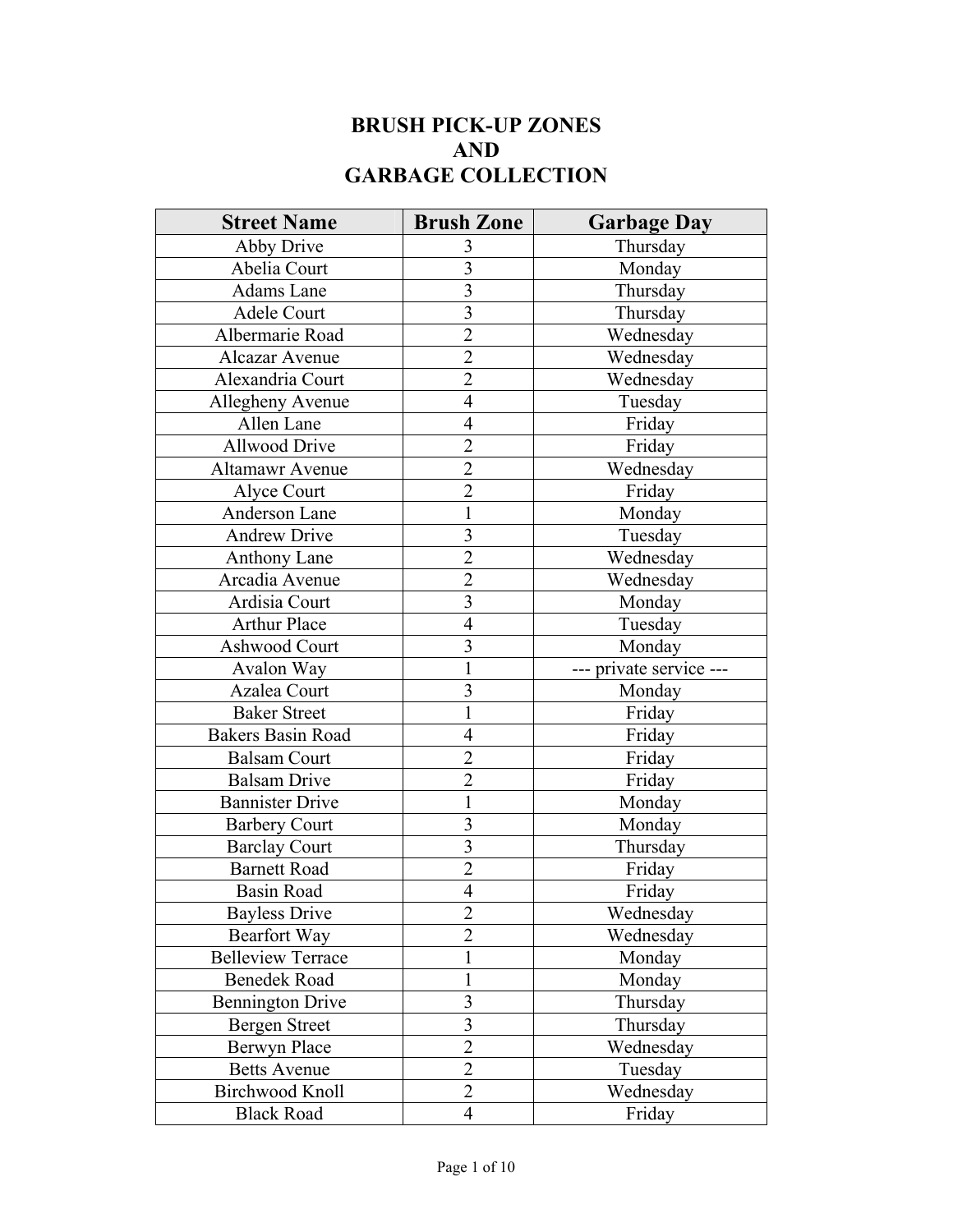# BRUSH PICK-UP ZONES
# AND
# GARBAGE COLLECTION

| Street Name | Brush Zone | Garbage Day |
|---|---|---|
| Abby Drive | 3 | Thursday |
| Abelia Court | 3 | Monday |
| Adams Lane | 3 | Thursday |
| Adele Court | 3 | Thursday |
| Albermarie Road | 2 | Wednesday |
| Alcazar Avenue | 2 | Wednesday |
| Alexandria Court | 2 | Wednesday |
| Allegheny Avenue | 4 | Tuesday |
| Allen Lane | 4 | Friday |
| Allwood Drive | 2 | Friday |
| Altamawr Avenue | 2 | Wednesday |
| Alyce Court | 2 | Friday |
| Anderson Lane | 1 | Monday |
| Andrew Drive | 3 | Tuesday |
| Anthony Lane | 2 | Wednesday |
| Arcadia Avenue | 2 | Wednesday |
| Ardisia Court | 3 | Monday |
| Arthur Place | 4 | Tuesday |
| Ashwood Court | 3 | Monday |
| Avalon Way | 1 | --- private service --- |
| Azalea Court | 3 | Monday |
| Baker Street | 1 | Friday |
| Bakers Basin Road | 4 | Friday |
| Balsam Court | 2 | Friday |
| Balsam Drive | 2 | Friday |
| Bannister Drive | 1 | Monday |
| Barbery Court | 3 | Monday |
| Barclay Court | 3 | Thursday |
| Barnett Road | 2 | Friday |
| Basin Road | 4 | Friday |
| Bayless Drive | 2 | Wednesday |
| Bearfort Way | 2 | Wednesday |
| Belleview Terrace | 1 | Monday |
| Benedek Road | 1 | Monday |
| Bennington Drive | 3 | Thursday |
| Bergen Street | 3 | Thursday |
| Berwyn Place | 2 | Wednesday |
| Betts Avenue | 2 | Tuesday |
| Birchwood Knoll | 2 | Wednesday |
| Black Road | 4 | Friday |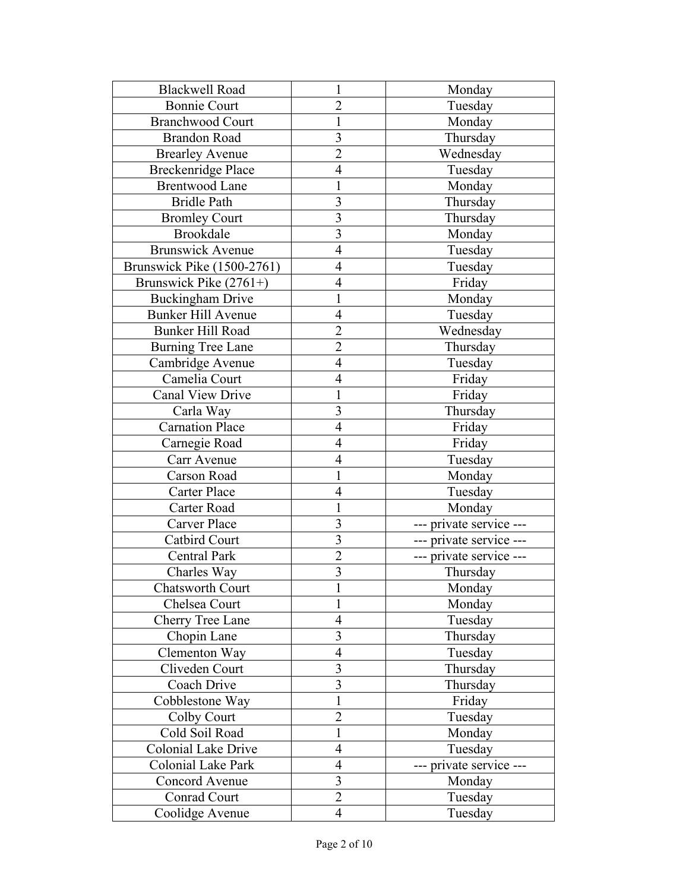| Blackwell Road | 1 | Monday |
|---|---|---|
| Bonnie Court | 2 | Tuesday |
| Branchwood Court | 1 | Monday |
| Brandon Road | 3 | Thursday |
| Brearley Avenue | 2 | Wednesday |
| Breckenridge Place | 4 | Tuesday |
| Brentwood Lane | 1 | Monday |
| Bridle Path | 3 | Thursday |
| Bromley Court | 3 | Thursday |
| Brookdale | 3 | Monday |
| Brunswick Avenue | 4 | Tuesday |
| Brunswick Pike (1500-2761) | 4 | Tuesday |
| Brunswick Pike (2761+) | 4 | Friday |
| Buckingham Drive | 1 | Monday |
| Bunker Hill Avenue | 4 | Tuesday |
| Bunker Hill Road | 2 | Wednesday |
| Burning Tree Lane | 2 | Thursday |
| Cambridge Avenue | 4 | Tuesday |
| Camelia Court | 4 | Friday |
| Canal View Drive | 1 | Friday |
| Carla Way | 3 | Thursday |
| Carnation Place | 4 | Friday |
| Carnegie Road | 4 | Friday |
| Carr Avenue | 4 | Tuesday |
| Carson Road | 1 | Monday |
| Carter Place | 4 | Tuesday |
| Carter Road | 1 | Monday |
| Carver Place | 3 | --- private service --- |
| Catbird Court | 3 | --- private service --- |
| Central Park | 2 | --- private service --- |
| Charles Way | 3 | Thursday |
| Chatsworth Court | 1 | Monday |
| Chelsea Court | 1 | Monday |
| Cherry Tree Lane | 4 | Tuesday |
| Chopin Lane | 3 | Thursday |
| Clementon Way | 4 | Tuesday |
| Cliveden Court | 3 | Thursday |
| Coach Drive | 3 | Thursday |
| Cobblestone Way | 1 | Friday |
| Colby Court | 2 | Tuesday |
| Cold Soil Road | 1 | Monday |
| Colonial Lake Drive | 4 | Tuesday |
| Colonial Lake Park | 4 | --- private service --- |
| Concord Avenue | 3 | Monday |
| Conrad Court | 2 | Tuesday |
| Coolidge Avenue | 4 | Tuesday |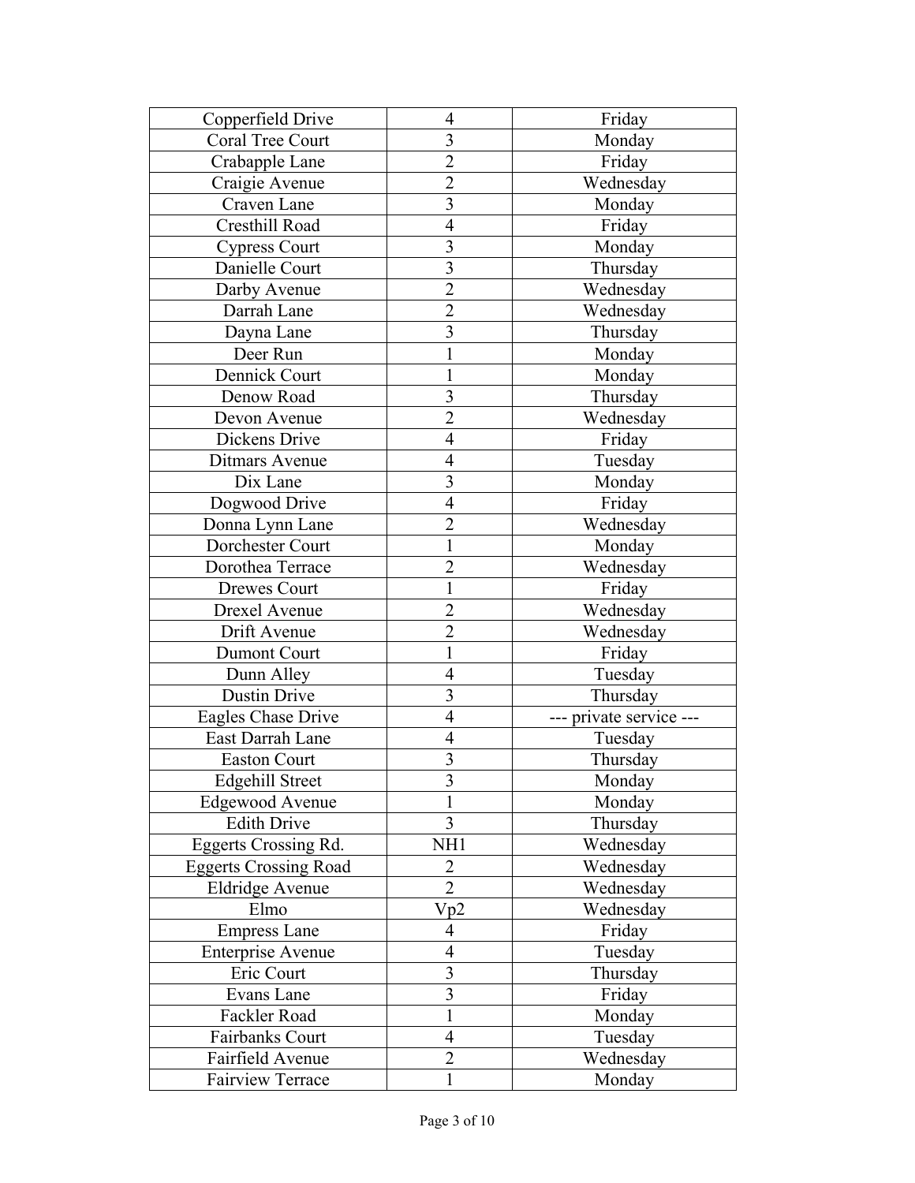| | | |
|---|---|---|
| Copperfield Drive | 4 | Friday |
| Coral Tree Court | 3 | Monday |
| Crabapple Lane | 2 | Friday |
| Craigie Avenue | 2 | Wednesday |
| Craven Lane | 3 | Monday |
| Cresthill Road | 4 | Friday |
| Cypress Court | 3 | Monday |
| Danielle Court | 3 | Thursday |
| Darby Avenue | 2 | Wednesday |
| Darrah Lane | 2 | Wednesday |
| Dayna Lane | 3 | Thursday |
| Deer Run | 1 | Monday |
| Dennick Court | 1 | Monday |
| Denow Road | 3 | Thursday |
| Devon Avenue | 2 | Wednesday |
| Dickens Drive | 4 | Friday |
| Ditmars Avenue | 4 | Tuesday |
| Dix Lane | 3 | Monday |
| Dogwood Drive | 4 | Friday |
| Donna Lynn Lane | 2 | Wednesday |
| Dorchester Court | 1 | Monday |
| Dorothea Terrace | 2 | Wednesday |
| Drewes Court | 1 | Friday |
| Drexel Avenue | 2 | Wednesday |
| Drift Avenue | 2 | Wednesday |
| Dumont Court | 1 | Friday |
| Dunn Alley | 4 | Tuesday |
| Dustin Drive | 3 | Thursday |
| Eagles Chase Drive | 4 | --- private service --- |
| East Darrah Lane | 4 | Tuesday |
| Easton Court | 3 | Thursday |
| Edgehill Street | 3 | Monday |
| Edgewood Avenue | 1 | Monday |
| Edith Drive | 3 | Thursday |
| Eggerts Crossing Rd. | NH1 | Wednesday |
| Eggerts Crossing Road | 2 | Wednesday |
| Eldridge Avenue | 2 | Wednesday |
| Elmo | Vp2 | Wednesday |
| Empress Lane | 4 | Friday |
| Enterprise Avenue | 4 | Tuesday |
| Eric Court | 3 | Thursday |
| Evans Lane | 3 | Friday |
| Fackler Road | 1 | Monday |
| Fairbanks Court | 4 | Tuesday |
| Fairfield Avenue | 2 | Wednesday |
| Fairview Terrace | 1 | Monday |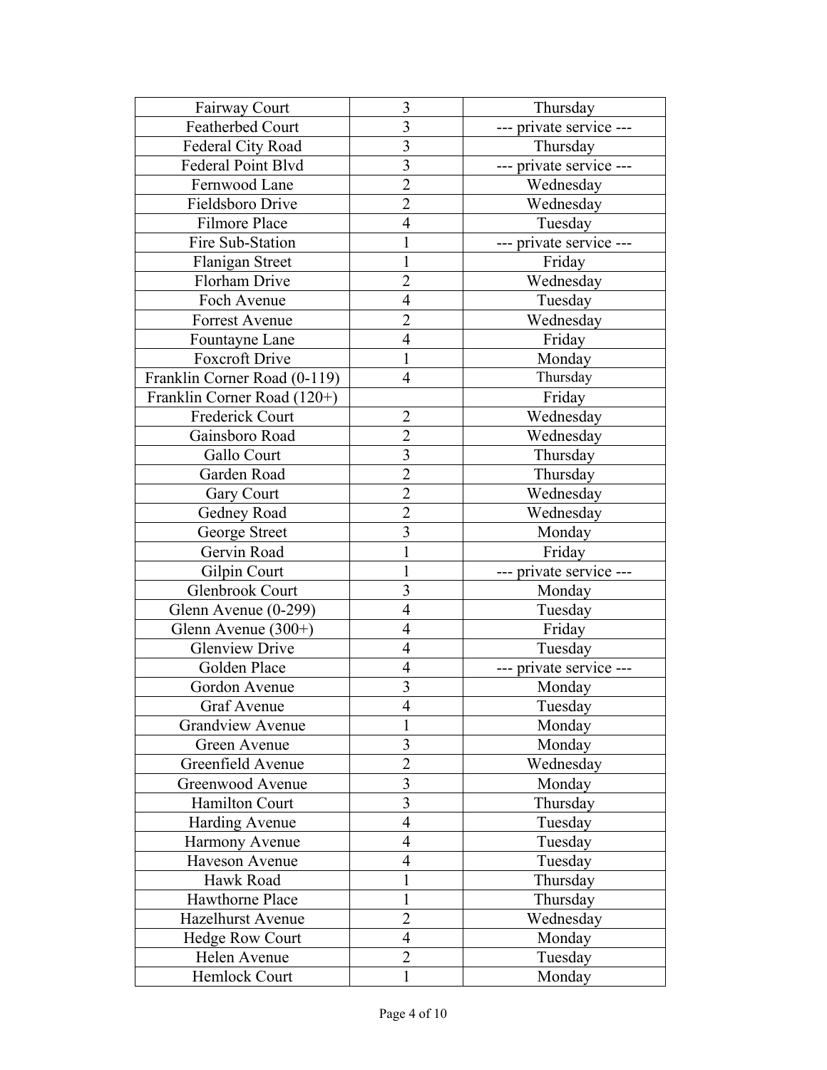| Fairway Court | 3 | Thursday |
|---|---|---|
| Featherbed Court | 3 | --- private service --- |
| Federal City Road | 3 | Thursday |
| Federal Point Blvd | 3 | --- private service --- |
| Fernwood Lane | 2 | Wednesday |
| Fieldsboro Drive | 2 | Wednesday |
| Filmore Place | 4 | Tuesday |
| Fire Sub-Station | 1 | --- private service --- |
| Flanigan Street | 1 | Friday |
| Florham Drive | 2 | Wednesday |
| Foch Avenue | 4 | Tuesday |
| Forrest Avenue | 2 | Wednesday |
| Fountayne Lane | 4 | Friday |
| Foxcroft Drive | 1 | Monday |
| Franklin Corner Road (0-119) | 4 | Thursday |
| Franklin Corner Road (120+) | | Friday |
| Frederick Court | 2 | Wednesday |
| Gainsboro Road | 2 | Wednesday |
| Gallo Court | 3 | Thursday |
| Garden Road | 2 | Thursday |
| Gary Court | 2 | Wednesday |
| Gedney Road | 2 | Wednesday |
| George Street | 3 | Monday |
| Gervin Road | 1 | Friday |
| Gilpin Court | 1 | --- private service --- |
| Glenbrook Court | 3 | Monday |
| Glenn Avenue (0-299) | 4 | Tuesday |
| Glenn Avenue (300+) | 4 | Friday |
| Glenview Drive | 4 | Tuesday |
| Golden Place | 4 | --- private service --- |
| Gordon Avenue | 3 | Monday |
| Graf Avenue | 4 | Tuesday |
| Grandview Avenue | 1 | Monday |
| Green Avenue | 3 | Monday |
| Greenfield Avenue | 2 | Wednesday |
| Greenwood Avenue | 3 | Monday |
| Hamilton Court | 3 | Thursday |
| Harding Avenue | 4 | Tuesday |
| Harmony Avenue | 4 | Tuesday |
| Haveson Avenue | 4 | Tuesday |
| Hawk Road | 1 | Thursday |
| Hawthorne Place | 1 | Thursday |
| Hazelhurst Avenue | 2 | Wednesday |
| Hedge Row Court | 4 | Monday |
| Helen Avenue | 2 | Tuesday |
| Hemlock Court | 1 | Monday |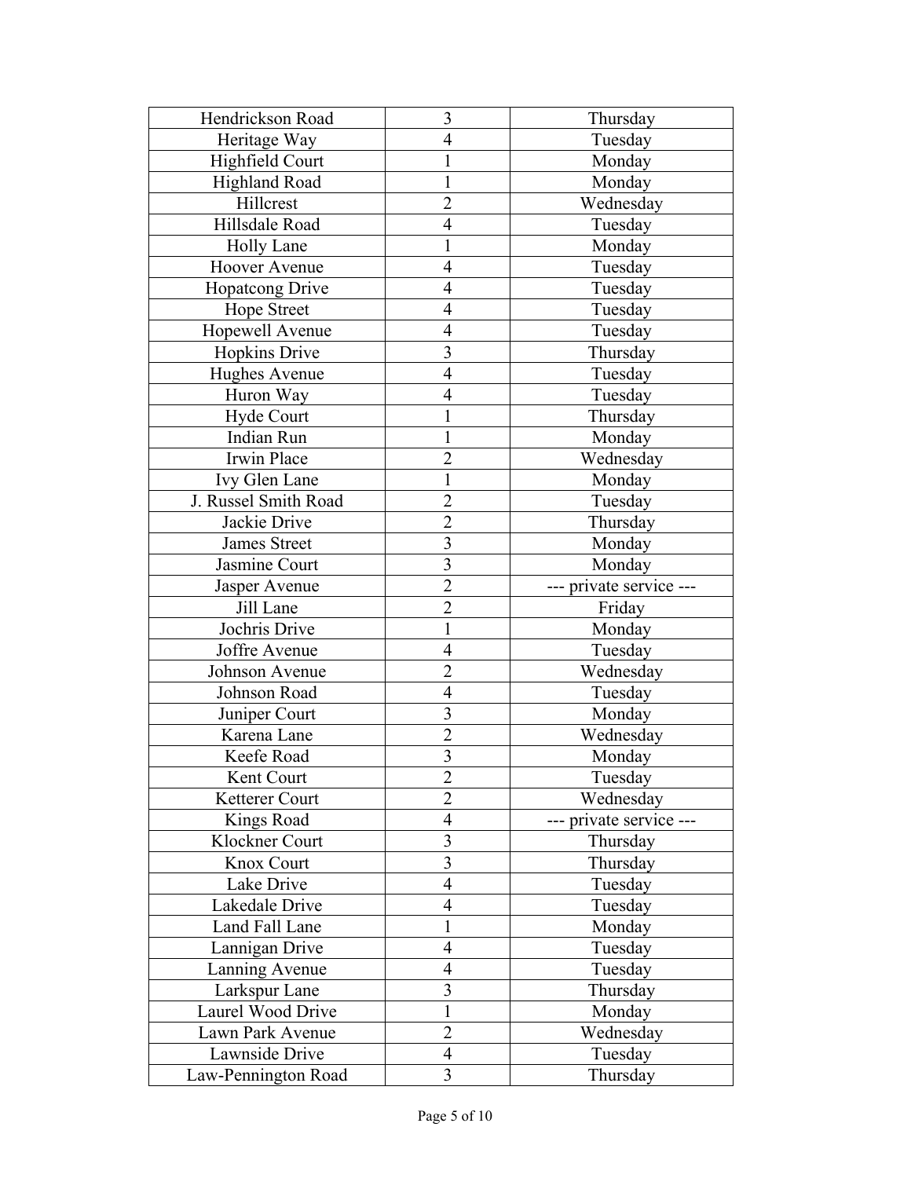| Hendrickson Road | 3 | Thursday |
|---|---|---|
| Heritage Way | 4 | Tuesday |
| Highfield Court | 1 | Monday |
| Highland Road | 1 | Monday |
| Hillcrest | 2 | Wednesday |
| Hillsdale Road | 4 | Tuesday |
| Holly Lane | 1 | Monday |
| Hoover Avenue | 4 | Tuesday |
| Hopatcong Drive | 4 | Tuesday |
| Hope Street | 4 | Tuesday |
| Hopewell Avenue | 4 | Tuesday |
| Hopkins Drive | 3 | Thursday |
| Hughes Avenue | 4 | Tuesday |
| Huron Way | 4 | Tuesday |
| Hyde Court | 1 | Thursday |
| Indian Run | 1 | Monday |
| Irwin Place | 2 | Wednesday |
| Ivy Glen Lane | 1 | Monday |
| J. Russel Smith Road | 2 | Tuesday |
| Jackie Drive | 2 | Thursday |
| James Street | 3 | Monday |
| Jasmine Court | 3 | Monday |
| Jasper Avenue | 2 | --- private service --- |
| Jill Lane | 2 | Friday |
| Jochris Drive | 1 | Monday |
| Joffre Avenue | 4 | Tuesday |
| Johnson Avenue | 2 | Wednesday |
| Johnson Road | 4 | Tuesday |
| Juniper Court | 3 | Monday |
| Karena Lane | 2 | Wednesday |
| Keefe Road | 3 | Monday |
| Kent Court | 2 | Tuesday |
| Ketterer Court | 2 | Wednesday |
| Kings Road | 4 | --- private service --- |
| Klockner Court | 3 | Thursday |
| Knox Court | 3 | Thursday |
| Lake Drive | 4 | Tuesday |
| Lakedale Drive | 4 | Tuesday |
| Land Fall Lane | 1 | Monday |
| Lannigan Drive | 4 | Tuesday |
| Lanning Avenue | 4 | Tuesday |
| Larkspur Lane | 3 | Thursday |
| Laurel Wood Drive | 1 | Monday |
| Lawn Park Avenue | 2 | Wednesday |
| Lawnside Drive | 4 | Tuesday |
| Law-Pennington Road | 3 | Thursday |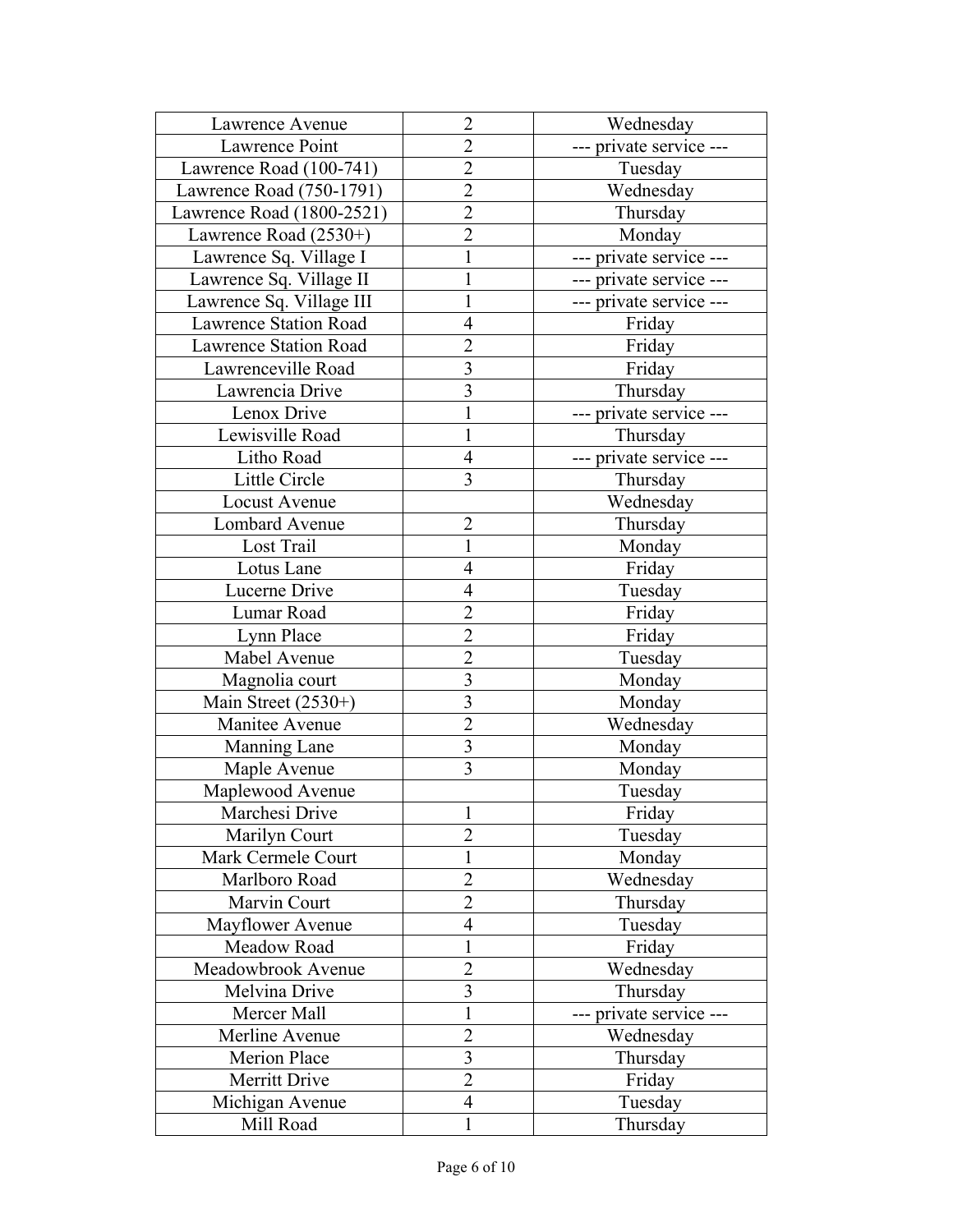| Lawrence Avenue | 2 | Wednesday |
|---|---|---|
| Lawrence Point | 2 | --- private service --- |
| Lawrence Road (100-741) | 2 | Tuesday |
| Lawrence Road (750-1791) | 2 | Wednesday |
| Lawrence Road (1800-2521) | 2 | Thursday |
| Lawrence Road (2530+) | 2 | Monday |
| Lawrence Sq. Village I | 1 | --- private service --- |
| Lawrence Sq. Village II | 1 | --- private service --- |
| Lawrence Sq. Village III | 1 | --- private service --- |
| Lawrence Station Road | 4 | Friday |
| Lawrence Station Road | 2 | Friday |
| Lawrenceville Road | 3 | Friday |
| Lawrencia Drive | 3 | Thursday |
| Lenox Drive | 1 | --- private service --- |
| Lewisville Road | 1 | Thursday |
| Litho Road | 4 | --- private service --- |
| Little Circle | 3 | Thursday |
| Locust Avenue | | Wednesday |
| Lombard Avenue | 2 | Thursday |
| Lost Trail | 1 | Monday |
| Lotus Lane | 4 | Friday |
| Lucerne Drive | 4 | Tuesday |
| Lumar Road | 2 | Friday |
| Lynn Place | 2 | Friday |
| Mabel Avenue | 2 | Tuesday |
| Magnolia court | 3 | Monday |
| Main Street (2530+) | 3 | Monday |
| Manitee Avenue | 2 | Wednesday |
| Manning Lane | 3 | Monday |
| Maple Avenue | 3 | Monday |
| Maplewood Avenue | | Tuesday |
| Marchesi Drive | 1 | Friday |
| Marilyn Court | 2 | Tuesday |
| Mark Cermele Court | 1 | Monday |
| Marlboro Road | 2 | Wednesday |
| Marvin Court | 2 | Thursday |
| Mayflower Avenue | 4 | Tuesday |
| Meadow Road | 1 | Friday |
| Meadowbrook Avenue | 2 | Wednesday |
| Melvina Drive | 3 | Thursday |
| Mercer Mall | 1 | --- private service --- |
| Merline Avenue | 2 | Wednesday |
| Merion Place | 3 | Thursday |
| Merritt Drive | 2 | Friday |
| Michigan Avenue | 4 | Tuesday |
| Mill Road | 1 | Thursday |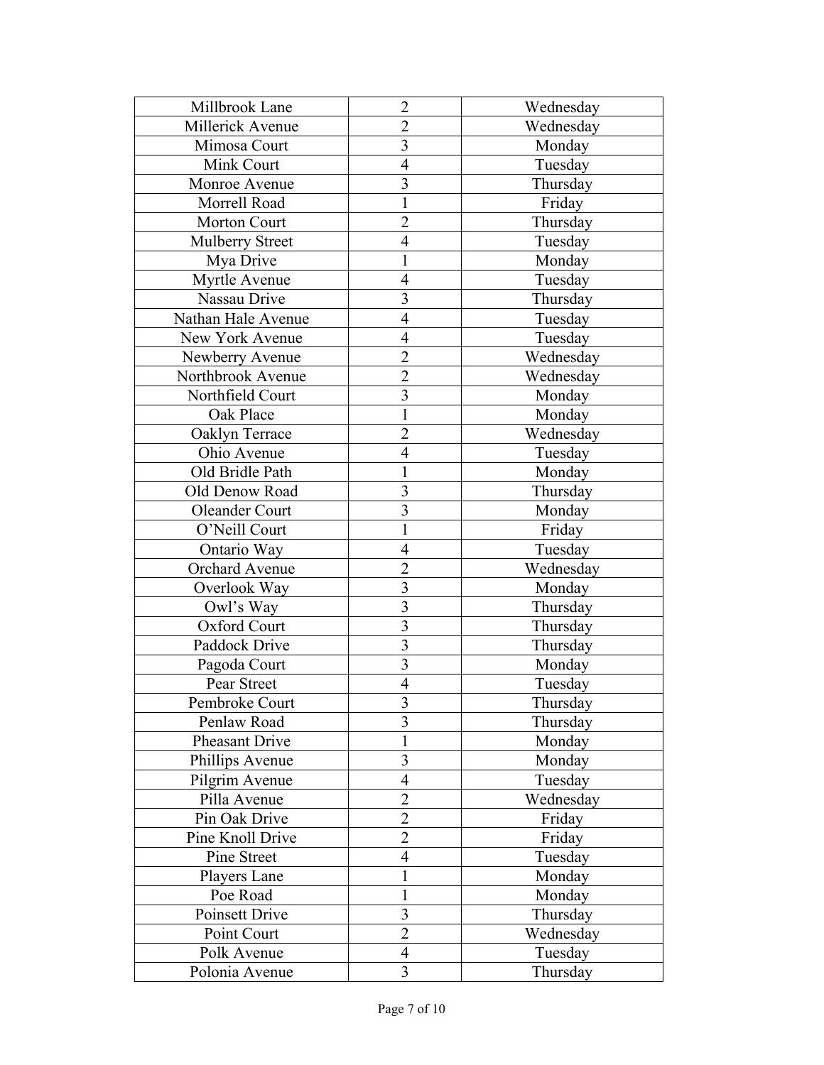| Millbrook Lane | 2 | Wednesday |
|---|---|---|
| Millerick Avenue | 2 | Wednesday |
| Mimosa Court | 3 | Monday |
| Mink Court | 4 | Tuesday |
| Monroe Avenue | 3 | Thursday |
| Morrell Road | 1 | Friday |
| Morton Court | 2 | Thursday |
| Mulberry Street | 4 | Tuesday |
| Mya Drive | 1 | Monday |
| Myrtle Avenue | 4 | Tuesday |
| Nassau Drive | 3 | Thursday |
| Nathan Hale Avenue | 4 | Tuesday |
| New York Avenue | 4 | Tuesday |
| Newberry Avenue | 2 | Wednesday |
| Northbrook Avenue | 2 | Wednesday |
| Northfield Court | 3 | Monday |
| Oak Place | 1 | Monday |
| Oaklyn Terrace | 2 | Wednesday |
| Ohio Avenue | 4 | Tuesday |
| Old Bridle Path | 1 | Monday |
| Old Denow Road | 3 | Thursday |
| Oleander Court | 3 | Monday |
| O’Neill Court | 1 | Friday |
| Ontario Way | 4 | Tuesday |
| Orchard Avenue | 2 | Wednesday |
| Overlook Way | 3 | Monday |
| Owl’s Way | 3 | Thursday |
| Oxford Court | 3 | Thursday |
| Paddock Drive | 3 | Thursday |
| Pagoda Court | 3 | Monday |
| Pear Street | 4 | Tuesday |
| Pembroke Court | 3 | Thursday |
| Penlaw Road | 3 | Thursday |
| Pheasant Drive | 1 | Monday |
| Phillips Avenue | 3 | Monday |
| Pilgrim Avenue | 4 | Tuesday |
| Pilla Avenue | 2 | Wednesday |
| Pin Oak Drive | 2 | Friday |
| Pine Knoll Drive | 2 | Friday |
| Pine Street | 4 | Tuesday |
| Players Lane | 1 | Monday |
| Poe Road | 1 | Monday |
| Poinsett Drive | 3 | Thursday |
| Point Court | 2 | Wednesday |
| Polk Avenue | 4 | Tuesday |
| Polonia Avenue | 3 | Thursday |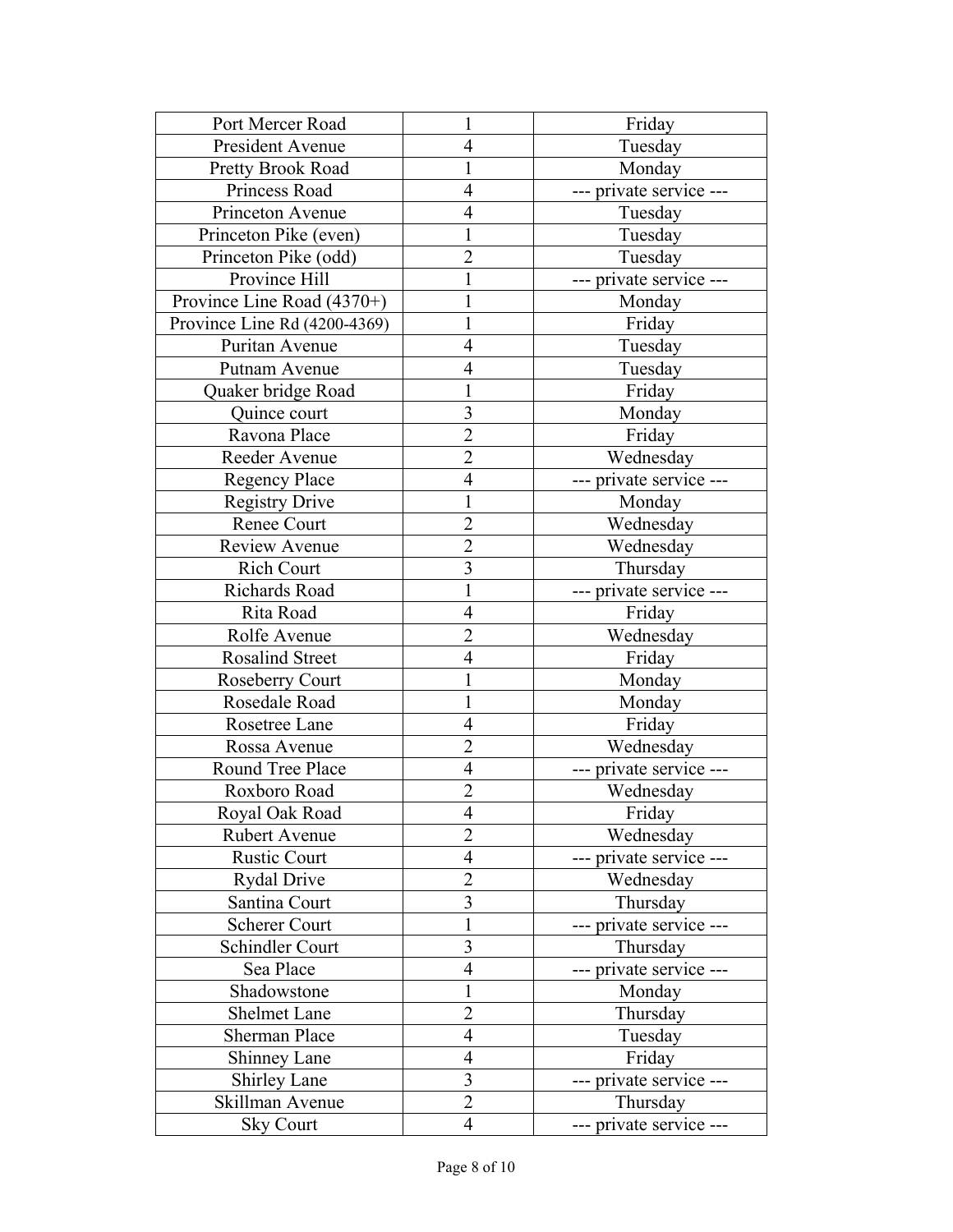| Port Mercer Road | 1 | Friday |
|---|---|---|
| President Avenue | 4 | Tuesday |
| Pretty Brook Road | 1 | Monday |
| Princess Road | 4 | --- private service --- |
| Princeton Avenue | 4 | Tuesday |
| Princeton Pike (even) | 1 | Tuesday |
| Princeton Pike (odd) | 2 | Tuesday |
| Province Hill | 1 | --- private service --- |
| Province Line Road (4370+) | 1 | Monday |
| Province Line Rd (4200-4369) | 1 | Friday |
| Puritan Avenue | 4 | Tuesday |
| Putnam Avenue | 4 | Tuesday |
| Quaker bridge Road | 1 | Friday |
| Quince court | 3 | Monday |
| Ravona Place | 2 | Friday |
| Reeder Avenue | 2 | Wednesday |
| Regency Place | 4 | --- private service --- |
| Registry Drive | 1 | Monday |
| Renee Court | 2 | Wednesday |
| Review Avenue | 2 | Wednesday |
| Rich Court | 3 | Thursday |
| Richards Road | 1 | --- private service --- |
| Rita Road | 4 | Friday |
| Rolfe Avenue | 2 | Wednesday |
| Rosalind Street | 4 | Friday |
| Roseberry Court | 1 | Monday |
| Rosedale Road | 1 | Monday |
| Rosetree Lane | 4 | Friday |
| Rossa Avenue | 2 | Wednesday |
| Round Tree Place | 4 | --- private service --- |
| Roxboro Road | 2 | Wednesday |
| Royal Oak Road | 4 | Friday |
| Rubert Avenue | 2 | Wednesday |
| Rustic Court | 4 | --- private service --- |
| Rydal Drive | 2 | Wednesday |
| Santina Court | 3 | Thursday |
| Scherer Court | 1 | --- private service --- |
| Schindler Court | 3 | Thursday |
| Sea Place | 4 | --- private service --- |
| Shadowstone | 1 | Monday |
| Shelmet Lane | 2 | Thursday |
| Sherman Place | 4 | Tuesday |
| Shinney Lane | 4 | Friday |
| Shirley Lane | 3 | --- private service --- |
| Skillman Avenue | 2 | Thursday |
| Sky Court | 4 | --- private service --- |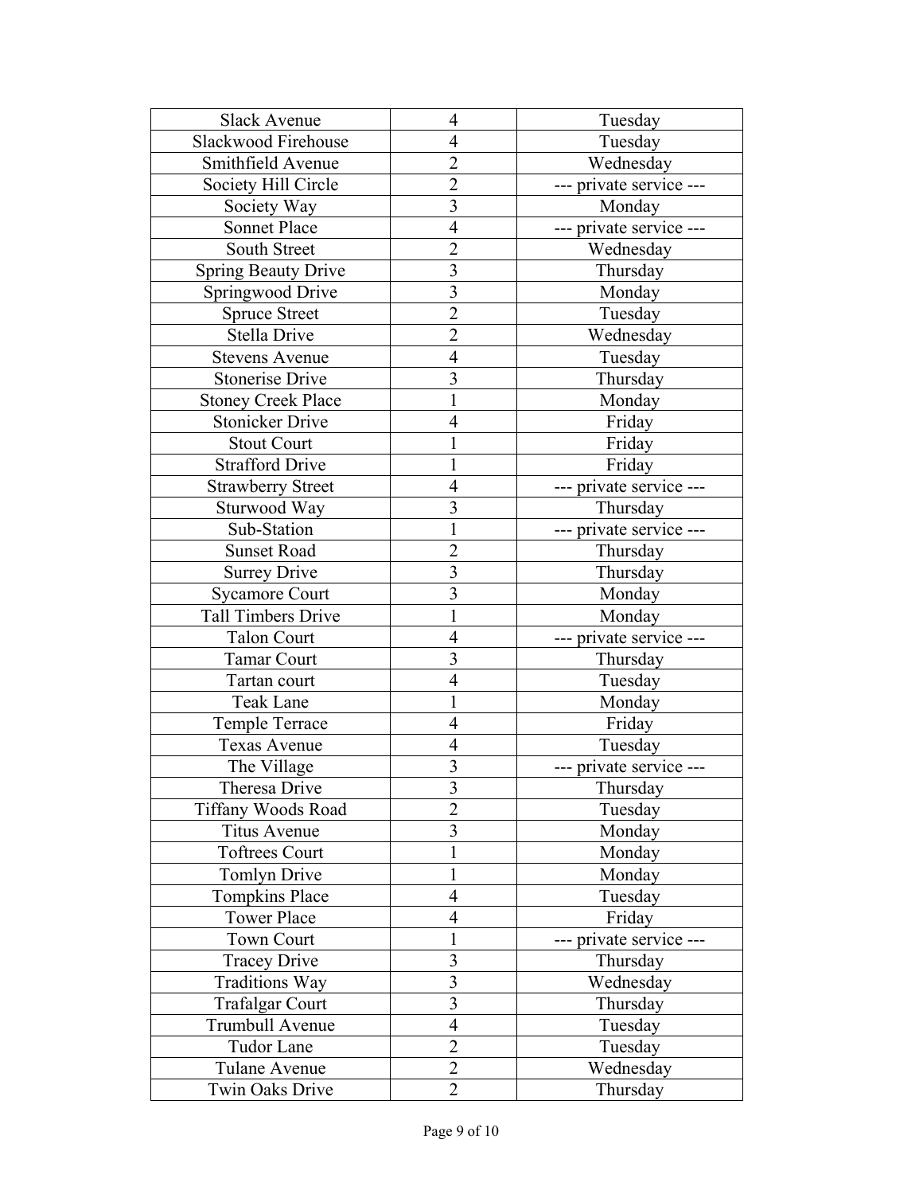| Slack Avenue | 4 | Tuesday |
|---|---|---|
| Slackwood Firehouse | 4 | Tuesday |
| Smithfield Avenue | 2 | Wednesday |
| Society Hill Circle | 2 | --- private service --- |
| Society Way | 3 | Monday |
| Sonnet Place | 4 | --- private service --- |
| South Street | 2 | Wednesday |
| Spring Beauty Drive | 3 | Thursday |
| Springwood Drive | 3 | Monday |
| Spruce Street | 2 | Tuesday |
| Stella Drive | 2 | Wednesday |
| Stevens Avenue | 4 | Tuesday |
| Stonerise Drive | 3 | Thursday |
| Stoney Creek Place | 1 | Monday |
| Stonicker Drive | 4 | Friday |
| Stout Court | 1 | Friday |
| Strafford Drive | 1 | Friday |
| Strawberry Street | 4 | --- private service --- |
| Sturwood Way | 3 | Thursday |
| Sub-Station | 1 | --- private service --- |
| Sunset Road | 2 | Thursday |
| Surrey Drive | 3 | Thursday |
| Sycamore Court | 3 | Monday |
| Tall Timbers Drive | 1 | Monday |
| Talon Court | 4 | --- private service --- |
| Tamar Court | 3 | Thursday |
| Tartan court | 4 | Tuesday |
| Teak Lane | 1 | Monday |
| Temple Terrace | 4 | Friday |
| Texas Avenue | 4 | Tuesday |
| The Village | 3 | --- private service --- |
| Theresa Drive | 3 | Thursday |
| Tiffany Woods Road | 2 | Tuesday |
| Titus Avenue | 3 | Monday |
| Toftrees Court | 1 | Monday |
| Tomlyn Drive | 1 | Monday |
| Tompkins Place | 4 | Tuesday |
| Tower Place | 4 | Friday |
| Town Court | 1 | --- private service --- |
| Tracey Drive | 3 | Thursday |
| Traditions Way | 3 | Wednesday |
| Trafalgar Court | 3 | Thursday |
| Trumbull Avenue | 4 | Tuesday |
| Tudor Lane | 2 | Tuesday |
| Tulane Avenue | 2 | Wednesday |
| Twin Oaks Drive | 2 | Thursday |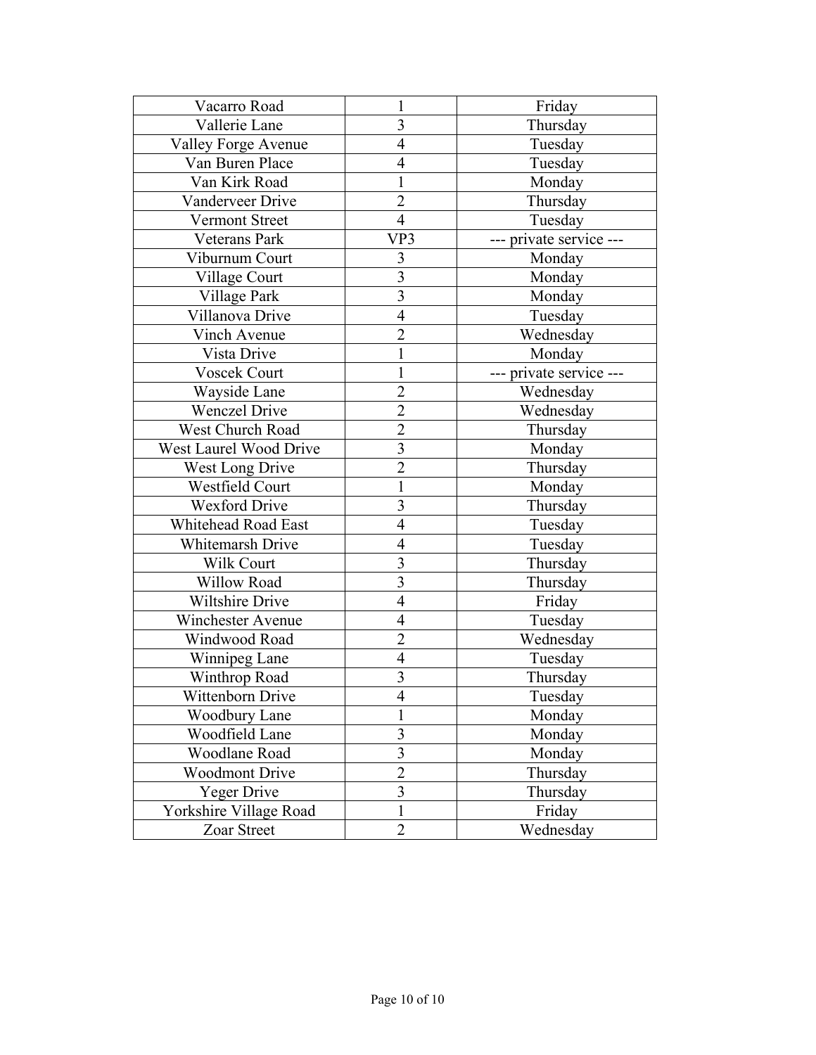| | | |
|---|---|---|
| Vacarro Road | 1 | Friday |
| Vallerie Lane | 3 | Thursday |
| Valley Forge Avenue | 4 | Tuesday |
| Van Buren Place | 4 | Tuesday |
| Van Kirk Road | 1 | Monday |
| Vanderveer Drive | 2 | Thursday |
| Vermont Street | 4 | Tuesday |
| Veterans Park | VP3 | --- private service --- |
| Viburnum Court | 3 | Monday |
| Village Court | 3 | Monday |
| Village Park | 3 | Monday |
| Villanova Drive | 4 | Tuesday |
| Vinch Avenue | 2 | Wednesday |
| Vista Drive | 1 | Monday |
| Voscek Court | 1 | --- private service --- |
| Wayside Lane | 2 | Wednesday |
| Wenczel Drive | 2 | Wednesday |
| West Church Road | 2 | Thursday |
| West Laurel Wood Drive | 3 | Monday |
| West Long Drive | 2 | Thursday |
| Westfield Court | 1 | Monday |
| Wexford Drive | 3 | Thursday |
| Whitehead Road East | 4 | Tuesday |
| Whitemarsh Drive | 4 | Tuesday |
| Wilk Court | 3 | Thursday |
| Willow Road | 3 | Thursday |
| Wiltshire Drive | 4 | Friday |
| Winchester Avenue | 4 | Tuesday |
| Windwood Road | 2 | Wednesday |
| Winnipeg Lane | 4 | Tuesday |
| Winthrop Road | 3 | Thursday |
| Wittenborn Drive | 4 | Tuesday |
| Woodbury Lane | 1 | Monday |
| Woodfield Lane | 3 | Monday |
| Woodlane Road | 3 | Monday |
| Woodmont Drive | 2 | Thursday |
| Yeger Drive | 3 | Thursday |
| Yorkshire Village Road | 1 | Friday |
| Zoar Street | 2 | Wednesday |